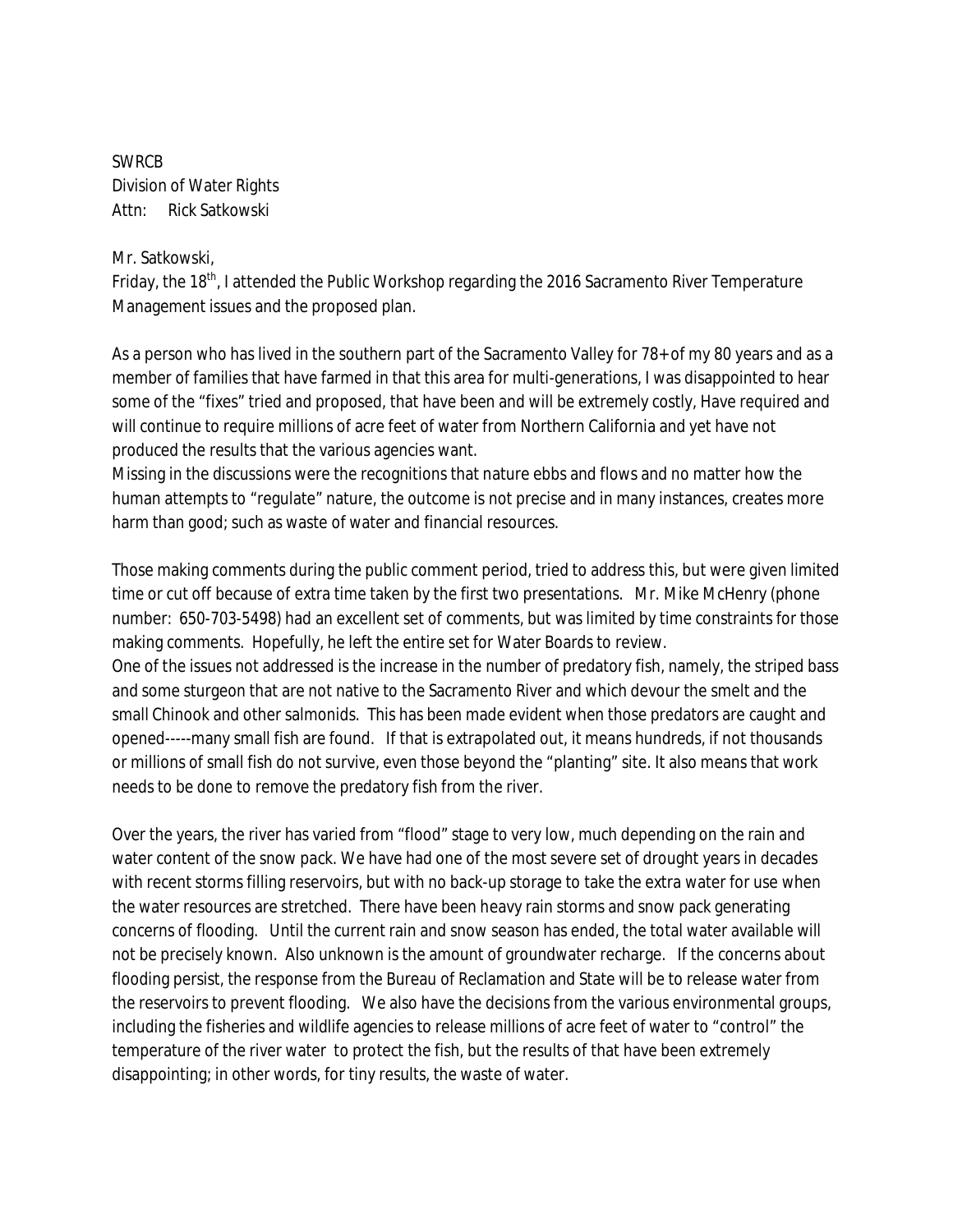SWRCB
Division of Water Rights
Attn: Rick Satkowski

Mr. Satkowski,
Friday, the 18th, I attended the Public Workshop regarding the 2016 Sacramento River Temperature Management issues and the proposed plan.

As a person who has lived in the southern part of the Sacramento Valley for 78+ of my 80 years and as a member of families that have farmed in that this area for multi-generations, I was disappointed to hear some of the "fixes" tried and proposed, that have been and will be extremely costly, Have required and will continue to require millions of acre feet of water from Northern California and yet have not produced the results that the various agencies want.
Missing in the discussions were the recognitions that nature ebbs and flows and no matter how the human attempts to "regulate" nature, the outcome is not precise and in many instances, creates more harm than good; such as waste of water and financial resources.

Those making comments during the public comment period, tried to address this, but were given limited time or cut off because of extra time taken by the first two presentations. Mr. Mike McHenry (phone number: 650-703-5498) had an excellent set of comments, but was limited by time constraints for those making comments. Hopefully, he left the entire set for Water Boards to review.
One of the issues not addressed is the increase in the number of predatory fish, namely, the striped bass and some sturgeon that are not native to the Sacramento River and which devour the smelt and the small Chinook and other salmonids. This has been made evident when those predators are caught and opened-----many small fish are found. If that is extrapolated out, it means hundreds, if not thousands or millions of small fish do not survive, even those beyond the "planting" site. It also means that work needs to be done to remove the predatory fish from the river.

Over the years, the river has varied from "flood" stage to very low, much depending on the rain and water content of the snow pack. We have had one of the most severe set of drought years in decades with recent storms filling reservoirs, but with no back-up storage to take the extra water for use when the water resources are stretched. There have been heavy rain storms and snow pack generating concerns of flooding. Until the current rain and snow season has ended, the total water available will not be precisely known. Also unknown is the amount of groundwater recharge. If the concerns about flooding persist, the response from the Bureau of Reclamation and State will be to release water from the reservoirs to prevent flooding. We also have the decisions from the various environmental groups, including the fisheries and wildlife agencies to release millions of acre feet of water to "control" the temperature of the river water to protect the fish, but the results of that have been extremely disappointing; in other words, for tiny results, the waste of water.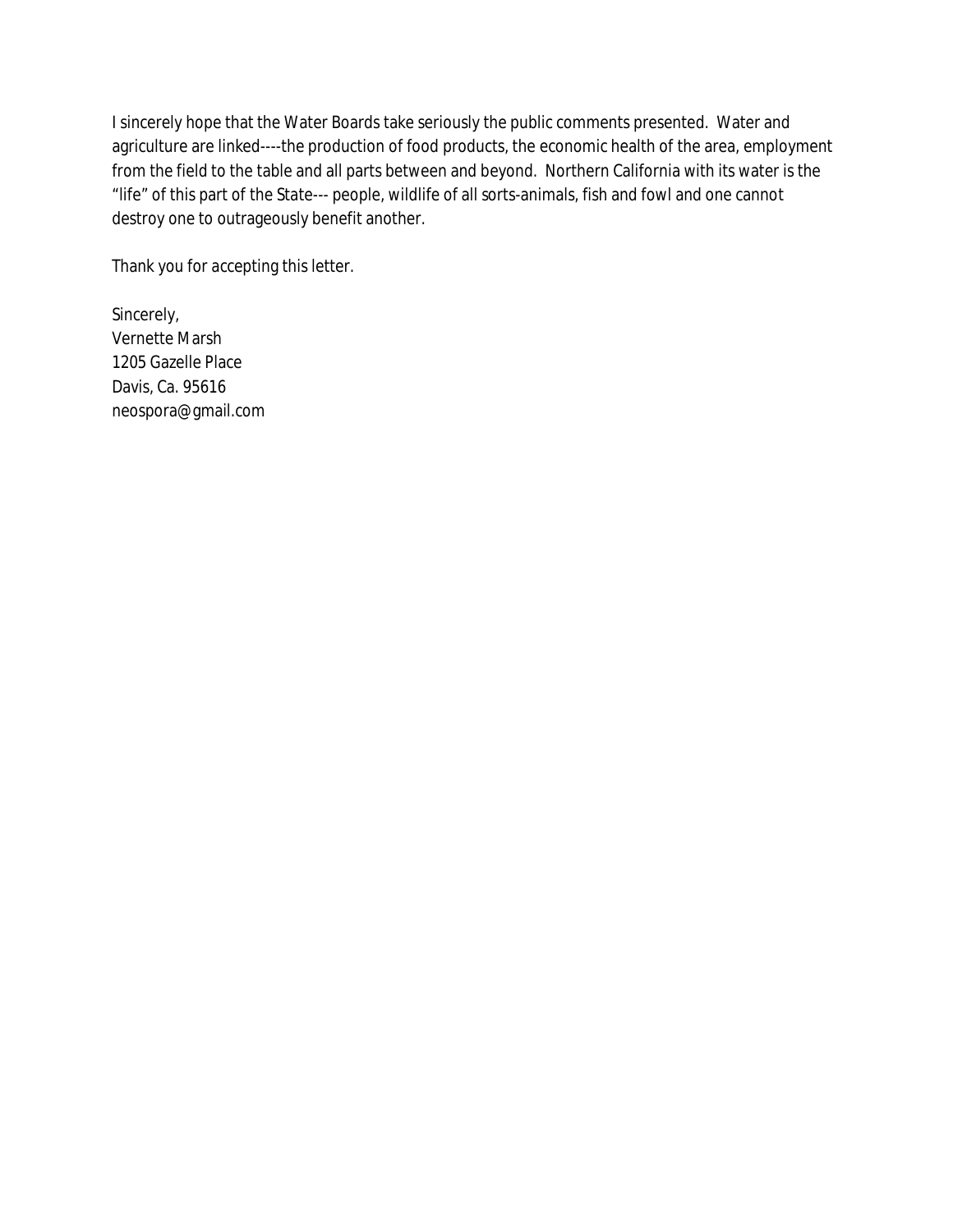I sincerely hope that the Water Boards take seriously the public comments presented. Water and agriculture are linked----the production of food products, the economic health of the area, employment from the field to the table and all parts between and beyond. Northern California with its water is the "life" of this part of the State--- people, wildlife of all sorts-animals, fish and fowl and one cannot destroy one to outrageously benefit another.

Thank you for accepting this letter.

Sincerely,
Vernette Marsh
1205 Gazelle Place
Davis, Ca. 95616
neospora@gmail.com